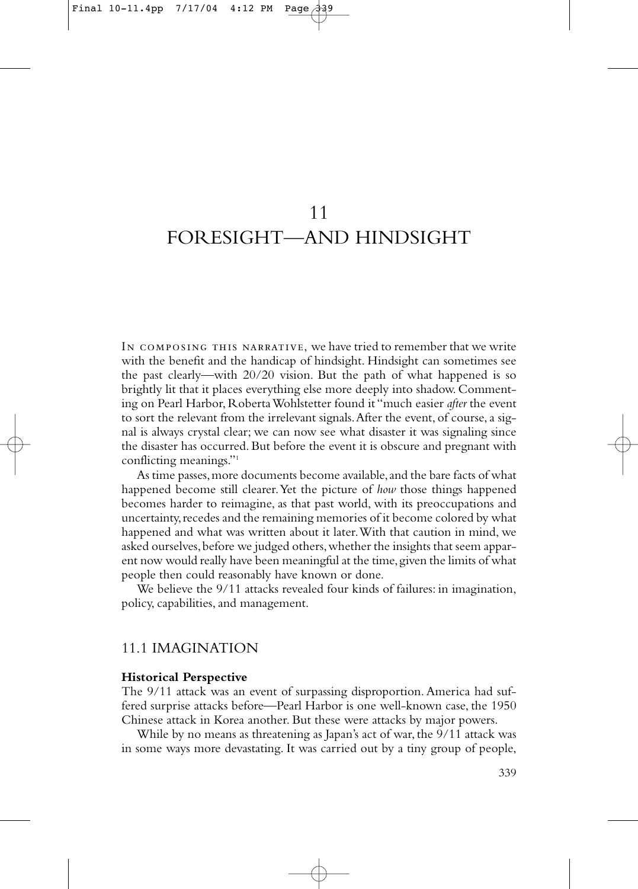# 11
# FORESIGHT—AND HINDSIGHT

IN COMPOSING THIS NARRATIVE, we have tried to remember that we write with the benefit and the handicap of hindsight. Hindsight can sometimes see the past clearly—with 20/20 vision. But the path of what happened is so brightly lit that it places everything else more deeply into shadow. Commenting on Pearl Harbor, Roberta Wohlstetter found it "much easier *after* the event to sort the relevant from the irrelevant signals. After the event, of course, a signal is always crystal clear; we can now see what disaster it was signaling since the disaster has occurred. But before the event it is obscure and pregnant with conflicting meanings."[1]

As time passes, more documents become available, and the bare facts of what happened become still clearer. Yet the picture of *how* those things happened becomes harder to reimagine, as that past world, with its preoccupations and uncertainty, recedes and the remaining memories of it become colored by what happened and what was written about it later. With that caution in mind, we asked ourselves, before we judged others, whether the insights that seem apparent now would really have been meaningful at the time, given the limits of what people then could reasonably have known or done.

We believe the 9/11 attacks revealed four kinds of failures: in imagination, policy, capabilities, and management.

## 11.1 IMAGINATION

### Historical Perspective

The 9/11 attack was an event of surpassing disproportion. America had suffered surprise attacks before—Pearl Harbor is one well-known case, the 1950 Chinese attack in Korea another. But these were attacks by major powers.

While by no means as threatening as Japan's act of war, the 9/11 attack was in some ways more devastating. It was carried out by a tiny group of people,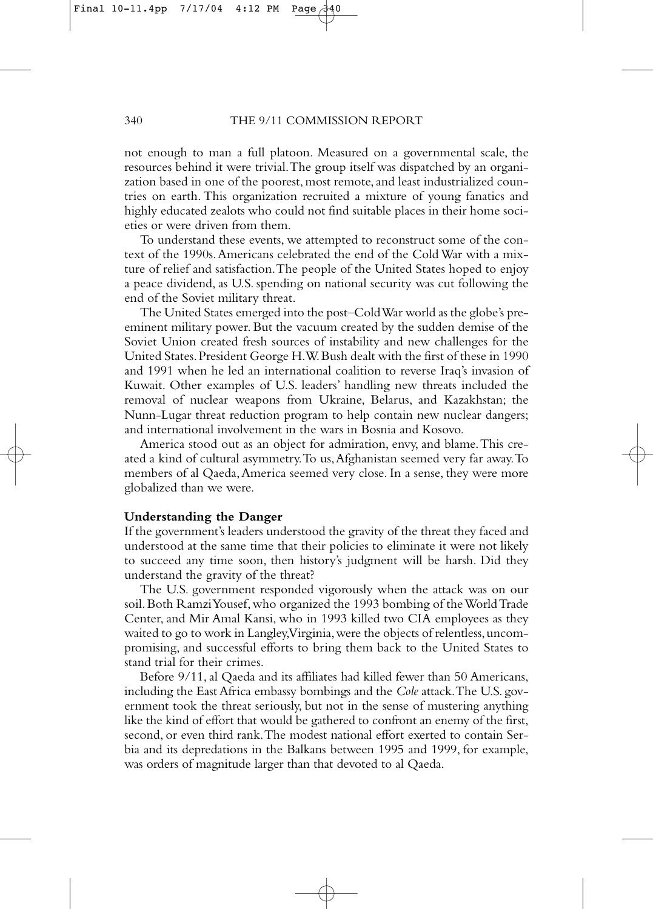not enough to man a full platoon. Measured on a governmental scale, the resources behind it were trivial. The group itself was dispatched by an organization based in one of the poorest, most remote, and least industrialized countries on earth. This organization recruited a mixture of young fanatics and highly educated zealots who could not find suitable places in their home societies or were driven from them.

To understand these events, we attempted to reconstruct some of the context of the 1990s. Americans celebrated the end of the Cold War with a mixture of relief and satisfaction. The people of the United States hoped to enjoy a peace dividend, as U.S. spending on national security was cut following the end of the Soviet military threat.

The United States emerged into the post–Cold War world as the globe's preeminent military power. But the vacuum created by the sudden demise of the Soviet Union created fresh sources of instability and new challenges for the United States. President George H.W. Bush dealt with the first of these in 1990 and 1991 when he led an international coalition to reverse Iraq's invasion of Kuwait. Other examples of U.S. leaders' handling new threats included the removal of nuclear weapons from Ukraine, Belarus, and Kazakhstan; the Nunn-Lugar threat reduction program to help contain new nuclear dangers; and international involvement in the wars in Bosnia and Kosovo.

America stood out as an object for admiration, envy, and blame. This created a kind of cultural asymmetry. To us, Afghanistan seemed very far away. To members of al Qaeda, America seemed very close. In a sense, they were more globalized than we were.

**Understanding the Danger**

If the government's leaders understood the gravity of the threat they faced and understood at the same time that their policies to eliminate it were not likely to succeed any time soon, then history's judgment will be harsh. Did they understand the gravity of the threat?

The U.S. government responded vigorously when the attack was on our soil. Both Ramzi Yousef, who organized the 1993 bombing of the World Trade Center, and Mir Amal Kansi, who in 1993 killed two CIA employees as they waited to go to work in Langley, Virginia, were the objects of relentless, uncompromising, and successful efforts to bring them back to the United States to stand trial for their crimes.

Before 9/11, al Qaeda and its affiliates had killed fewer than 50 Americans, including the East Africa embassy bombings and the *Cole* attack. The U.S. government took the threat seriously, but not in the sense of mustering anything like the kind of effort that would be gathered to confront an enemy of the first, second, or even third rank. The modest national effort exerted to contain Serbia and its depredations in the Balkans between 1995 and 1999, for example, was orders of magnitude larger than that devoted to al Qaeda.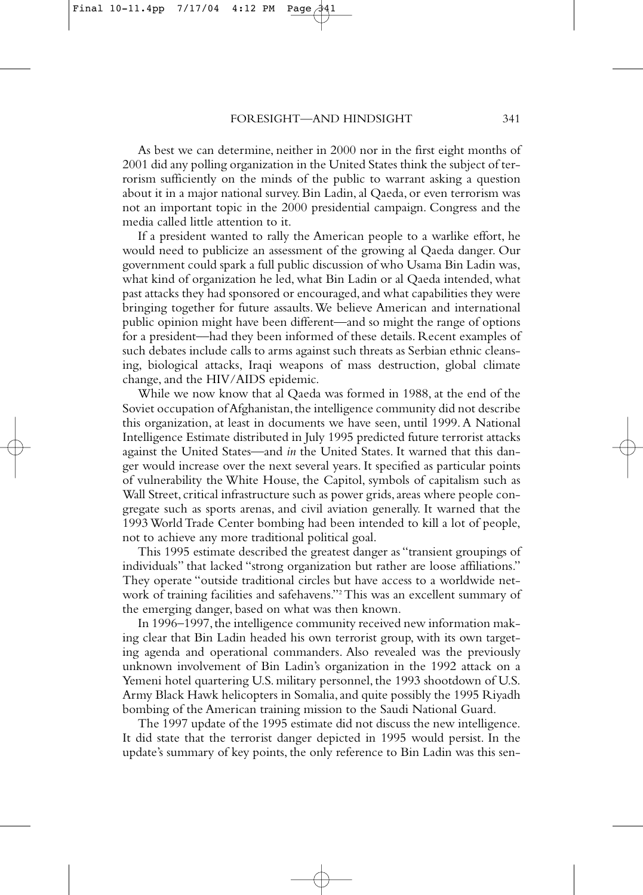As best we can determine, neither in 2000 nor in the first eight months of 2001 did any polling organization in the United States think the subject of terrorism sufficiently on the minds of the public to warrant asking a question about it in a major national survey. Bin Ladin, al Qaeda, or even terrorism was not an important topic in the 2000 presidential campaign. Congress and the media called little attention to it.

If a president wanted to rally the American people to a warlike effort, he would need to publicize an assessment of the growing al Qaeda danger. Our government could spark a full public discussion of who Usama Bin Ladin was, what kind of organization he led, what Bin Ladin or al Qaeda intended, what past attacks they had sponsored or encouraged, and what capabilities they were bringing together for future assaults. We believe American and international public opinion might have been different—and so might the range of options for a president—had they been informed of these details. Recent examples of such debates include calls to arms against such threats as Serbian ethnic cleansing, biological attacks, Iraqi weapons of mass destruction, global climate change, and the HIV/AIDS epidemic.

While we now know that al Qaeda was formed in 1988, at the end of the Soviet occupation of Afghanistan, the intelligence community did not describe this organization, at least in documents we have seen, until 1999. A National Intelligence Estimate distributed in July 1995 predicted future terrorist attacks against the United States—and *in* the United States. It warned that this danger would increase over the next several years. It specified as particular points of vulnerability the White House, the Capitol, symbols of capitalism such as Wall Street, critical infrastructure such as power grids, areas where people congregate such as sports arenas, and civil aviation generally. It warned that the 1993 World Trade Center bombing had been intended to kill a lot of people, not to achieve any more traditional political goal.

This 1995 estimate described the greatest danger as "transient groupings of individuals" that lacked "strong organization but rather are loose affiliations." They operate "outside traditional circles but have access to a worldwide network of training facilities and safehavens."[2] This was an excellent summary of the emerging danger, based on what was then known.

In 1996–1997, the intelligence community received new information making clear that Bin Ladin headed his own terrorist group, with its own targeting agenda and operational commanders. Also revealed was the previously unknown involvement of Bin Ladin's organization in the 1992 attack on a Yemeni hotel quartering U.S. military personnel, the 1993 shootdown of U.S. Army Black Hawk helicopters in Somalia, and quite possibly the 1995 Riyadh bombing of the American training mission to the Saudi National Guard.

The 1997 update of the 1995 estimate did not discuss the new intelligence. It did state that the terrorist danger depicted in 1995 would persist. In the update's summary of key points, the only reference to Bin Ladin was this sen-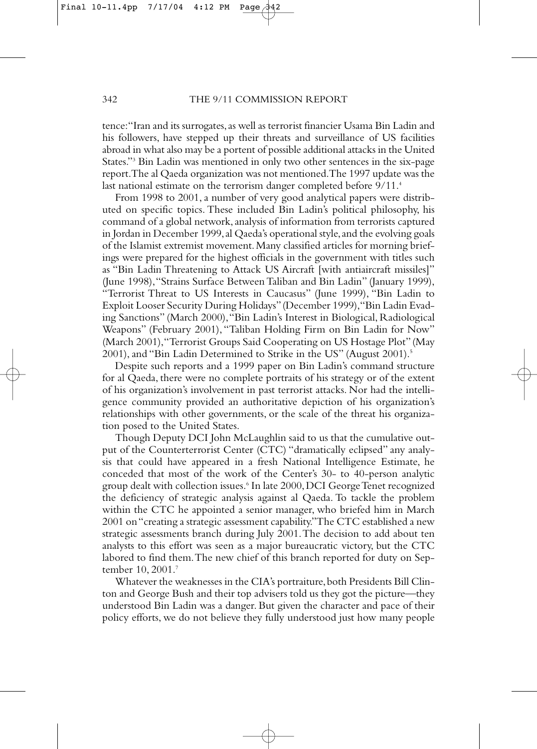tence: "Iran and its surrogates, as well as terrorist financier Usama Bin Ladin and his followers, have stepped up their threats and surveillance of US facilities abroad in what also may be a portent of possible additional attacks in the United States."[3] Bin Ladin was mentioned in only two other sentences in the six-page report. The al Qaeda organization was not mentioned. The 1997 update was the last national estimate on the terrorism danger completed before 9/11.[4]

From 1998 to 2001, a number of very good analytical papers were distributed on specific topics. These included Bin Ladin's political philosophy, his command of a global network, analysis of information from terrorists captured in Jordan in December 1999, al Qaeda's operational style, and the evolving goals of the Islamist extremist movement. Many classified articles for morning briefings were prepared for the highest officials in the government with titles such as "Bin Ladin Threatening to Attack US Aircraft [with antiaircraft missiles]" (June 1998), "Strains Surface Between Taliban and Bin Ladin" (January 1999), "Terrorist Threat to US Interests in Caucasus" (June 1999), "Bin Ladin to Exploit Looser Security During Holidays" (December 1999), "Bin Ladin Evading Sanctions" (March 2000), "Bin Ladin's Interest in Biological, Radiological Weapons" (February 2001), "Taliban Holding Firm on Bin Ladin for Now" (March 2001), "Terrorist Groups Said Cooperating on US Hostage Plot" (May 2001), and "Bin Ladin Determined to Strike in the US" (August 2001).[5]

Despite such reports and a 1999 paper on Bin Ladin's command structure for al Qaeda, there were no complete portraits of his strategy or of the extent of his organization's involvement in past terrorist attacks. Nor had the intelligence community provided an authoritative depiction of his organization's relationships with other governments, or the scale of the threat his organization posed to the United States.

Though Deputy DCI John McLaughlin said to us that the cumulative output of the Counterterrorist Center (CTC) "dramatically eclipsed" any analysis that could have appeared in a fresh National Intelligence Estimate, he conceded that most of the work of the Center's 30- to 40-person analytic group dealt with collection issues.[6] In late 2000, DCI George Tenet recognized the deficiency of strategic analysis against al Qaeda. To tackle the problem within the CTC he appointed a senior manager, who briefed him in March 2001 on "creating a strategic assessment capability." The CTC established a new strategic assessments branch during July 2001. The decision to add about ten analysts to this effort was seen as a major bureaucratic victory, but the CTC labored to find them. The new chief of this branch reported for duty on September 10, 2001.[7]

Whatever the weaknesses in the CIA's portraiture, both Presidents Bill Clinton and George Bush and their top advisers told us they got the picture—they understood Bin Ladin was a danger. But given the character and pace of their policy efforts, we do not believe they fully understood just how many people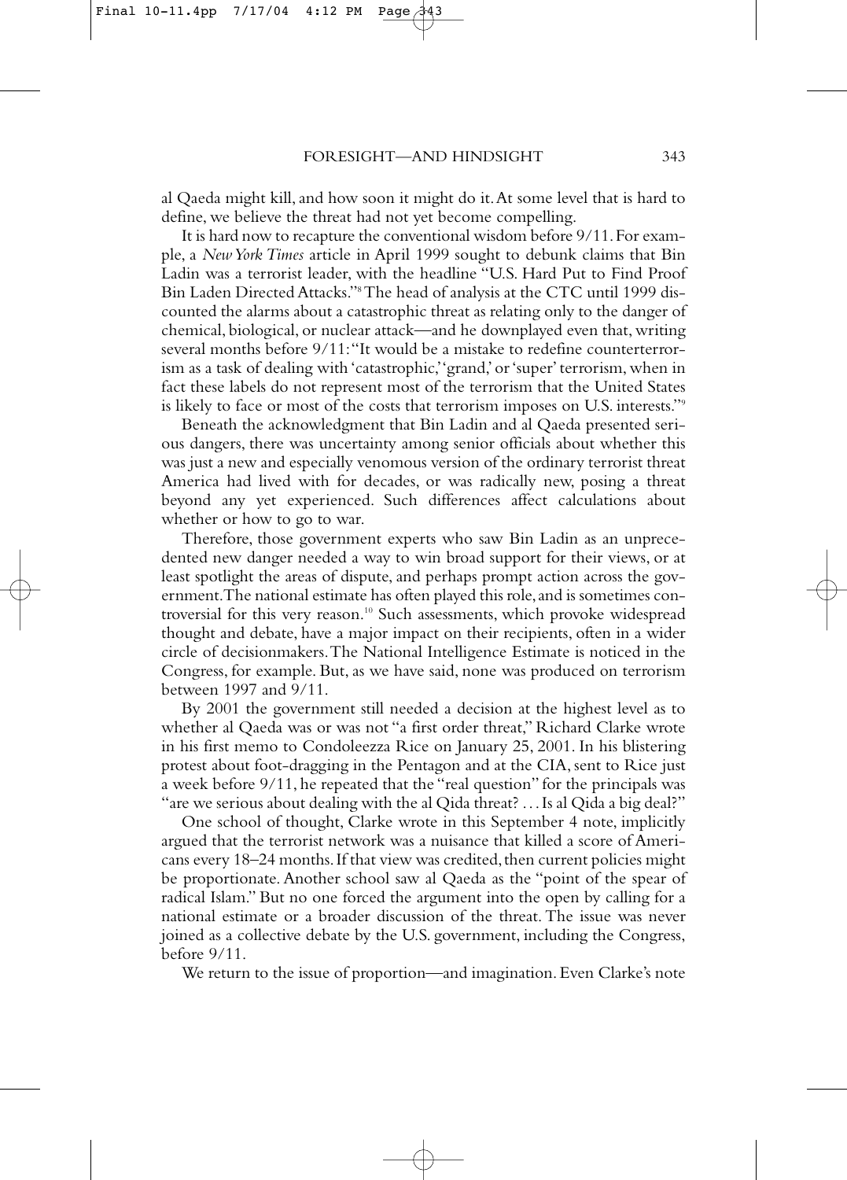al Qaeda might kill, and how soon it might do it. At some level that is hard to define, we believe the threat had not yet become compelling.

It is hard now to recapture the conventional wisdom before 9/11. For example, a *New York Times* article in April 1999 sought to debunk claims that Bin Ladin was a terrorist leader, with the headline "U.S. Hard Put to Find Proof Bin Laden Directed Attacks."[8] The head of analysis at the CTC until 1999 discounted the alarms about a catastrophic threat as relating only to the danger of chemical, biological, or nuclear attack—and he downplayed even that, writing several months before 9/11: "It would be a mistake to redefine counterterrorism as a task of dealing with 'catastrophic,' 'grand,' or 'super' terrorism, when in fact these labels do not represent most of the terrorism that the United States is likely to face or most of the costs that terrorism imposes on U.S. interests."[9]

Beneath the acknowledgment that Bin Ladin and al Qaeda presented serious dangers, there was uncertainty among senior officials about whether this was just a new and especially venomous version of the ordinary terrorist threat America had lived with for decades, or was radically new, posing a threat beyond any yet experienced. Such differences affect calculations about whether or how to go to war.

Therefore, those government experts who saw Bin Ladin as an unprecedented new danger needed a way to win broad support for their views, or at least spotlight the areas of dispute, and perhaps prompt action across the government. The national estimate has often played this role, and is sometimes controversial for this very reason.[10] Such assessments, which provoke widespread thought and debate, have a major impact on their recipients, often in a wider circle of decisionmakers. The National Intelligence Estimate is noticed in the Congress, for example. But, as we have said, none was produced on terrorism between 1997 and 9/11.

By 2001 the government still needed a decision at the highest level as to whether al Qaeda was or was not "a first order threat," Richard Clarke wrote in his first memo to Condoleezza Rice on January 25, 2001. In his blistering protest about foot-dragging in the Pentagon and at the CIA, sent to Rice just a week before 9/11, he repeated that the "real question" for the principals was "are we serious about dealing with the al Qida threat? ... Is al Qida a big deal?"

One school of thought, Clarke wrote in this September 4 note, implicitly argued that the terrorist network was a nuisance that killed a score of Americans every 18–24 months. If that view was credited, then current policies might be proportionate. Another school saw al Qaeda as the "point of the spear of radical Islam." But no one forced the argument into the open by calling for a national estimate or a broader discussion of the threat. The issue was never joined as a collective debate by the U.S. government, including the Congress, before 9/11.

We return to the issue of proportion—and imagination. Even Clarke's note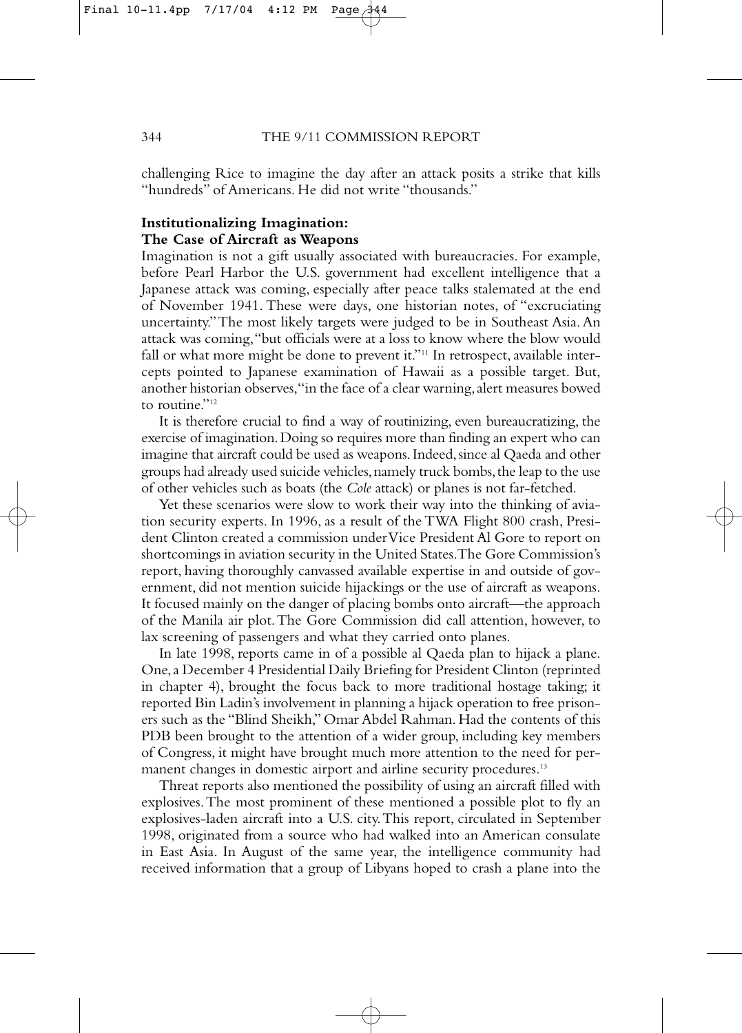challenging Rice to imagine the day after an attack posits a strike that kills "hundreds" of Americans. He did not write "thousands."

**Institutionalizing Imagination: The Case of Aircraft as Weapons**

Imagination is not a gift usually associated with bureaucracies. For example, before Pearl Harbor the U.S. government had excellent intelligence that a Japanese attack was coming, especially after peace talks stalemated at the end of November 1941. These were days, one historian notes, of "excruciating uncertainty." The most likely targets were judged to be in Southeast Asia. An attack was coming, "but officials were at a loss to know where the blow would fall or what more might be done to prevent it."[11] In retrospect, available intercepts pointed to Japanese examination of Hawaii as a possible target. But, another historian observes, "in the face of a clear warning, alert measures bowed to routine."[12]

It is therefore crucial to find a way of routinizing, even bureaucratizing, the exercise of imagination. Doing so requires more than finding an expert who can imagine that aircraft could be used as weapons. Indeed, since al Qaeda and other groups had already used suicide vehicles, namely truck bombs, the leap to the use of other vehicles such as boats (the *Cole* attack) or planes is not far-fetched.

Yet these scenarios were slow to work their way into the thinking of aviation security experts. In 1996, as a result of the TWA Flight 800 crash, President Clinton created a commission under Vice President Al Gore to report on shortcomings in aviation security in the United States. The Gore Commission's report, having thoroughly canvassed available expertise in and outside of government, did not mention suicide hijackings or the use of aircraft as weapons. It focused mainly on the danger of placing bombs onto aircraft—the approach of the Manila air plot. The Gore Commission did call attention, however, to lax screening of passengers and what they carried onto planes.

In late 1998, reports came in of a possible al Qaeda plan to hijack a plane. One, a December 4 Presidential Daily Briefing for President Clinton (reprinted in chapter 4), brought the focus back to more traditional hostage taking; it reported Bin Ladin's involvement in planning a hijack operation to free prisoners such as the "Blind Sheikh," Omar Abdel Rahman. Had the contents of this PDB been brought to the attention of a wider group, including key members of Congress, it might have brought much more attention to the need for permanent changes in domestic airport and airline security procedures.[13]

Threat reports also mentioned the possibility of using an aircraft filled with explosives. The most prominent of these mentioned a possible plot to fly an explosives-laden aircraft into a U.S. city. This report, circulated in September 1998, originated from a source who had walked into an American consulate in East Asia. In August of the same year, the intelligence community had received information that a group of Libyans hoped to crash a plane into the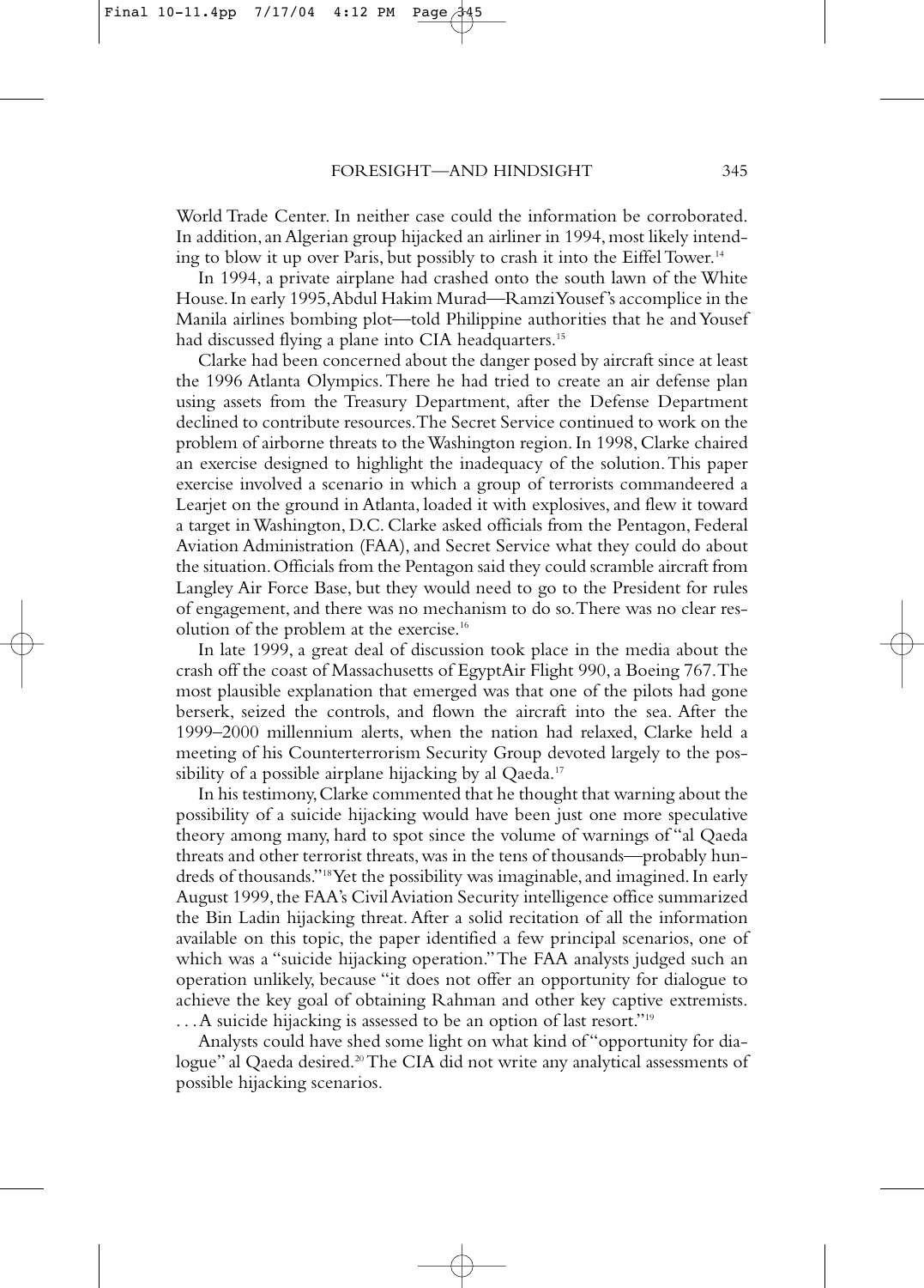World Trade Center. In neither case could the information be corroborated. In addition, an Algerian group hijacked an airliner in 1994, most likely intending to blow it up over Paris, but possibly to crash it into the Eiffel Tower.[14]

In 1994, a private airplane had crashed onto the south lawn of the White House. In early 1995, Abdul Hakim Murad—Ramzi Yousef's accomplice in the Manila airlines bombing plot—told Philippine authorities that he and Yousef had discussed flying a plane into CIA headquarters.[15]

Clarke had been concerned about the danger posed by aircraft since at least the 1996 Atlanta Olympics. There he had tried to create an air defense plan using assets from the Treasury Department, after the Defense Department declined to contribute resources. The Secret Service continued to work on the problem of airborne threats to the Washington region. In 1998, Clarke chaired an exercise designed to highlight the inadequacy of the solution. This paper exercise involved a scenario in which a group of terrorists commandeered a Learjet on the ground in Atlanta, loaded it with explosives, and flew it toward a target in Washington, D.C. Clarke asked officials from the Pentagon, Federal Aviation Administration (FAA), and Secret Service what they could do about the situation. Officials from the Pentagon said they could scramble aircraft from Langley Air Force Base, but they would need to go to the President for rules of engagement, and there was no mechanism to do so. There was no clear resolution of the problem at the exercise.[16]

In late 1999, a great deal of discussion took place in the media about the crash off the coast of Massachusetts of EgyptAir Flight 990, a Boeing 767. The most plausible explanation that emerged was that one of the pilots had gone berserk, seized the controls, and flown the aircraft into the sea. After the 1999–2000 millennium alerts, when the nation had relaxed, Clarke held a meeting of his Counterterrorism Security Group devoted largely to the possibility of a possible airplane hijacking by al Qaeda.[17]

In his testimony, Clarke commented that he thought that warning about the possibility of a suicide hijacking would have been just one more speculative theory among many, hard to spot since the volume of warnings of "al Qaeda threats and other terrorist threats, was in the tens of thousands—probably hundreds of thousands."[18] Yet the possibility was imaginable, and imagined. In early August 1999, the FAA's Civil Aviation Security intelligence office summarized the Bin Ladin hijacking threat. After a solid recitation of all the information available on this topic, the paper identified a few principal scenarios, one of which was a "suicide hijacking operation." The FAA analysts judged such an operation unlikely, because "it does not offer an opportunity for dialogue to achieve the key goal of obtaining Rahman and other key captive extremists. . . . A suicide hijacking is assessed to be an option of last resort."[19]

Analysts could have shed some light on what kind of "opportunity for dialogue" al Qaeda desired.[20] The CIA did not write any analytical assessments of possible hijacking scenarios.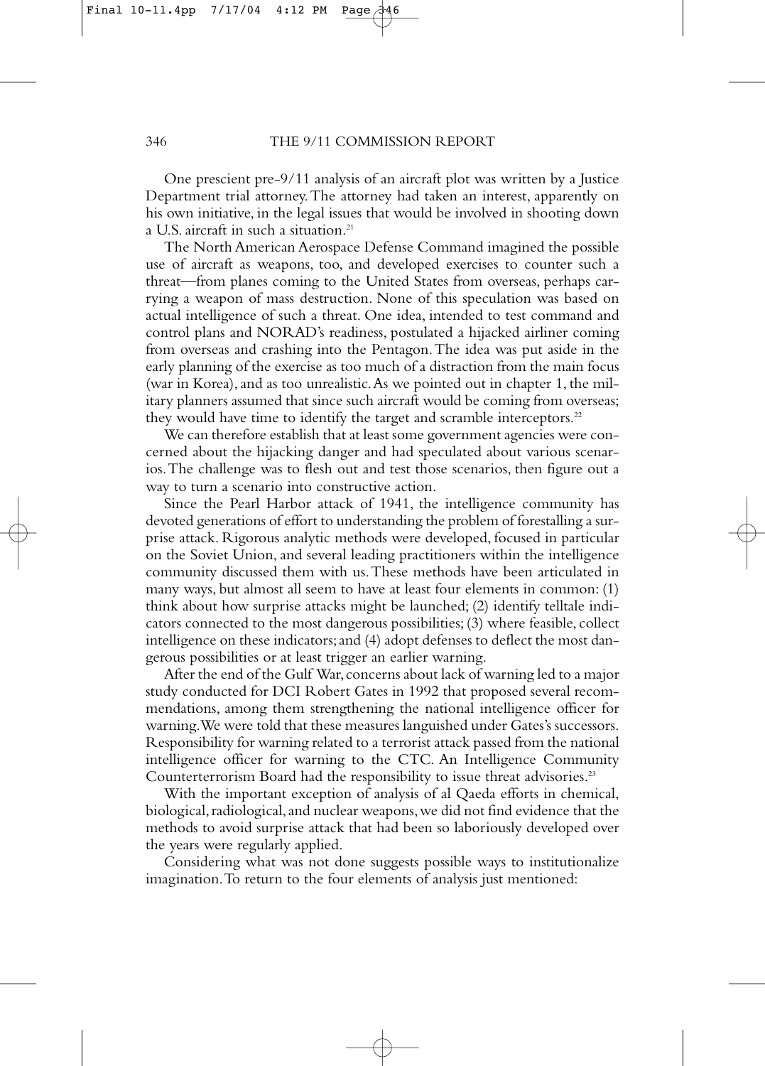One prescient pre-9/11 analysis of an aircraft plot was written by a Justice Department trial attorney. The attorney had taken an interest, apparently on his own initiative, in the legal issues that would be involved in shooting down a U.S. aircraft in such a situation.[21]

The North American Aerospace Defense Command imagined the possible use of aircraft as weapons, too, and developed exercises to counter such a threat—from planes coming to the United States from overseas, perhaps carrying a weapon of mass destruction. None of this speculation was based on actual intelligence of such a threat. One idea, intended to test command and control plans and NORAD's readiness, postulated a hijacked airliner coming from overseas and crashing into the Pentagon. The idea was put aside in the early planning of the exercise as too much of a distraction from the main focus (war in Korea), and as too unrealistic. As we pointed out in chapter 1, the military planners assumed that since such aircraft would be coming from overseas; they would have time to identify the target and scramble interceptors.[22]

We can therefore establish that at least some government agencies were concerned about the hijacking danger and had speculated about various scenarios. The challenge was to flesh out and test those scenarios, then figure out a way to turn a scenario into constructive action.

Since the Pearl Harbor attack of 1941, the intelligence community has devoted generations of effort to understanding the problem of forestalling a surprise attack. Rigorous analytic methods were developed, focused in particular on the Soviet Union, and several leading practitioners within the intelligence community discussed them with us. These methods have been articulated in many ways, but almost all seem to have at least four elements in common: (1) think about how surprise attacks might be launched; (2) identify telltale indicators connected to the most dangerous possibilities; (3) where feasible, collect intelligence on these indicators; and (4) adopt defenses to deflect the most dangerous possibilities or at least trigger an earlier warning.

After the end of the Gulf War, concerns about lack of warning led to a major study conducted for DCI Robert Gates in 1992 that proposed several recommendations, among them strengthening the national intelligence officer for warning. We were told that these measures languished under Gates's successors. Responsibility for warning related to a terrorist attack passed from the national intelligence officer for warning to the CTC. An Intelligence Community Counterterrorism Board had the responsibility to issue threat advisories.[23]

With the important exception of analysis of al Qaeda efforts in chemical, biological, radiological, and nuclear weapons, we did not find evidence that the methods to avoid surprise attack that had been so laboriously developed over the years were regularly applied.

Considering what was not done suggests possible ways to institutionalize imagination. To return to the four elements of analysis just mentioned: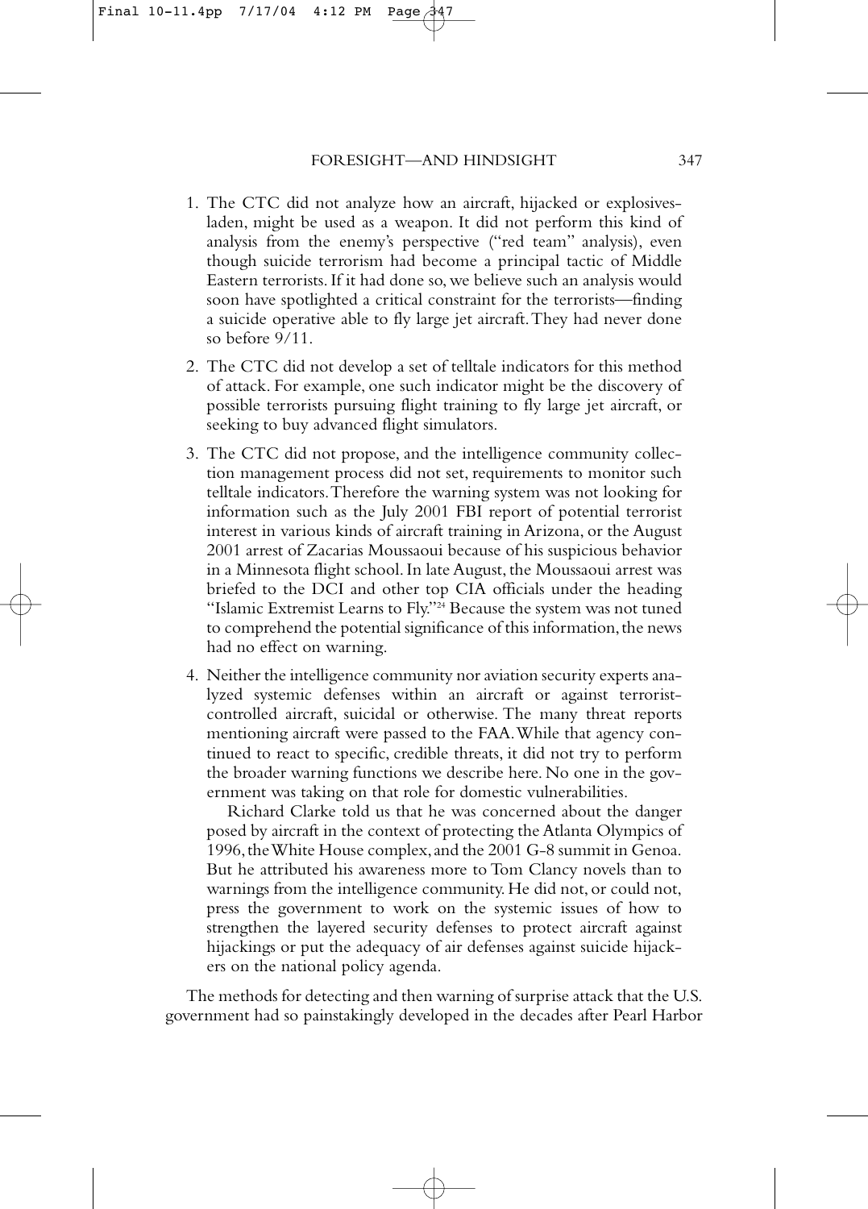1. The CTC did not analyze how an aircraft, hijacked or explosives-laden, might be used as a weapon. It did not perform this kind of analysis from the enemy's perspective ("red team" analysis), even though suicide terrorism had become a principal tactic of Middle Eastern terrorists. If it had done so, we believe such an analysis would soon have spotlighted a critical constraint for the terrorists—finding a suicide operative able to fly large jet aircraft. They had never done so before 9/11.
2. The CTC did not develop a set of telltale indicators for this method of attack. For example, one such indicator might be the discovery of possible terrorists pursuing flight training to fly large jet aircraft, or seeking to buy advanced flight simulators.
3. The CTC did not propose, and the intelligence community collection management process did not set, requirements to monitor such telltale indicators. Therefore the warning system was not looking for information such as the July 2001 FBI report of potential terrorist interest in various kinds of aircraft training in Arizona, or the August 2001 arrest of Zacarias Moussaoui because of his suspicious behavior in a Minnesota flight school. In late August, the Moussaoui arrest was briefed to the DCI and other top CIA officials under the heading "Islamic Extremist Learns to Fly."[24] Because the system was not tuned to comprehend the potential significance of this information, the news had no effect on warning.
4. Neither the intelligence community nor aviation security experts analyzed systemic defenses within an aircraft or against terrorist-controlled aircraft, suicidal or otherwise. The many threat reports mentioning aircraft were passed to the FAA. While that agency continued to react to specific, credible threats, it did not try to perform the broader warning functions we describe here. No one in the government was taking on that role for domestic vulnerabilities.

   Richard Clarke told us that he was concerned about the danger posed by aircraft in the context of protecting the Atlanta Olympics of 1996, the White House complex, and the 2001 G-8 summit in Genoa. But he attributed his awareness more to Tom Clancy novels than to warnings from the intelligence community. He did not, or could not, press the government to work on the systemic issues of how to strengthen the layered security defenses to protect aircraft against hijackings or put the adequacy of air defenses against suicide hijackers on the national policy agenda.

The methods for detecting and then warning of surprise attack that the U.S. government had so painstakingly developed in the decades after Pearl Harbor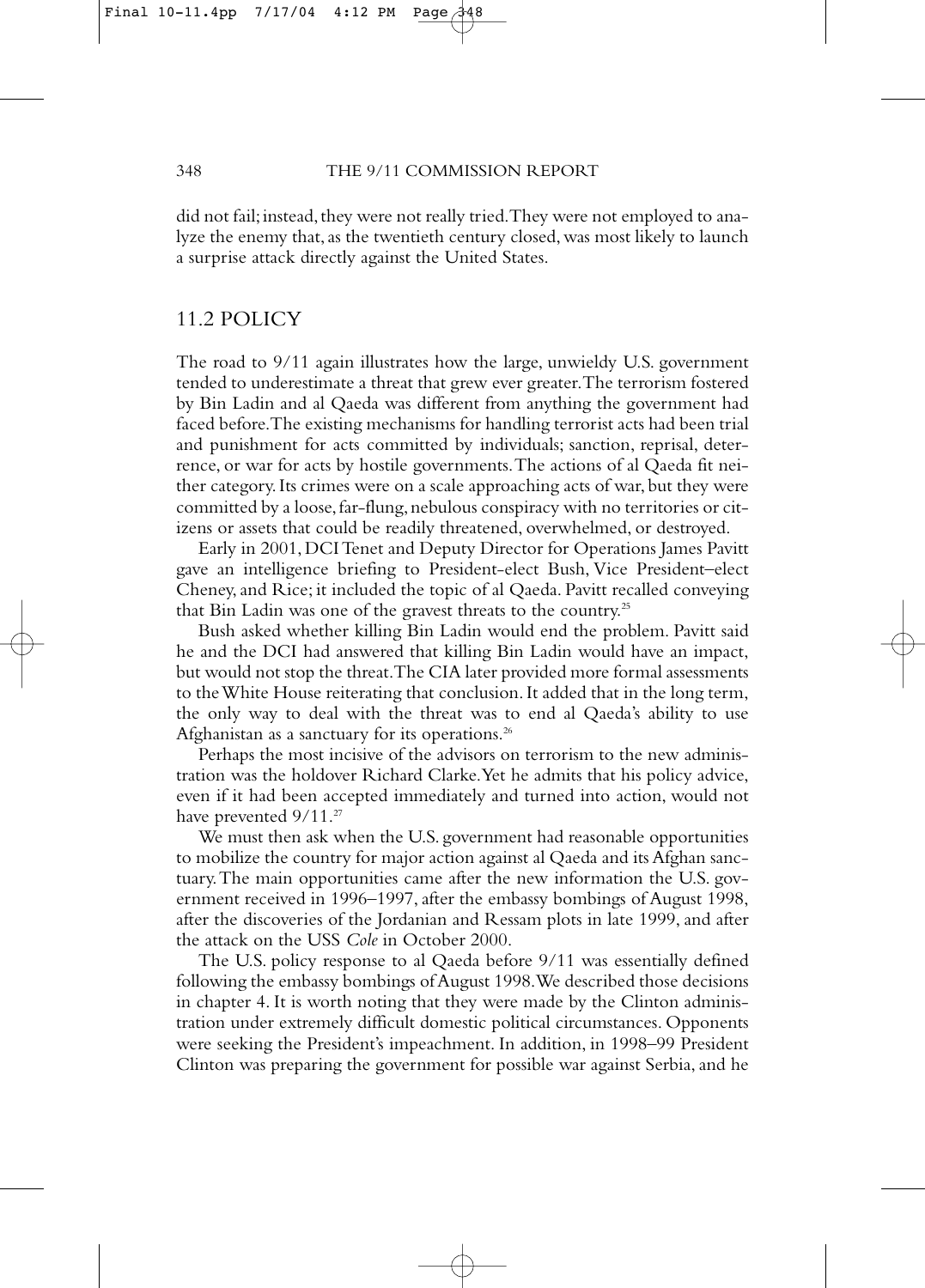did not fail; instead, they were not really tried. They were not employed to analyze the enemy that, as the twentieth century closed, was most likely to launch a surprise attack directly against the United States.

## 11.2 POLICY

The road to 9/11 again illustrates how the large, unwieldy U.S. government tended to underestimate a threat that grew ever greater. The terrorism fostered by Bin Ladin and al Qaeda was different from anything the government had faced before. The existing mechanisms for handling terrorist acts had been trial and punishment for acts committed by individuals; sanction, reprisal, deterrence, or war for acts by hostile governments. The actions of al Qaeda fit neither category. Its crimes were on a scale approaching acts of war, but they were committed by a loose, far-flung, nebulous conspiracy with no territories or citizens or assets that could be readily threatened, overwhelmed, or destroyed.

Early in 2001, DCI Tenet and Deputy Director for Operations James Pavitt gave an intelligence briefing to President-elect Bush, Vice President–elect Cheney, and Rice; it included the topic of al Qaeda. Pavitt recalled conveying that Bin Ladin was one of the gravest threats to the country.[25]

Bush asked whether killing Bin Ladin would end the problem. Pavitt said he and the DCI had answered that killing Bin Ladin would have an impact, but would not stop the threat. The CIA later provided more formal assessments to the White House reiterating that conclusion. It added that in the long term, the only way to deal with the threat was to end al Qaeda's ability to use Afghanistan as a sanctuary for its operations.[26]

Perhaps the most incisive of the advisors on terrorism to the new administration was the holdover Richard Clarke. Yet he admits that his policy advice, even if it had been accepted immediately and turned into action, would not have prevented 9/11.[27]

We must then ask when the U.S. government had reasonable opportunities to mobilize the country for major action against al Qaeda and its Afghan sanctuary. The main opportunities came after the new information the U.S. government received in 1996–1997, after the embassy bombings of August 1998, after the discoveries of the Jordanian and Ressam plots in late 1999, and after the attack on the USS *Cole* in October 2000.

The U.S. policy response to al Qaeda before 9/11 was essentially defined following the embassy bombings of August 1998. We described those decisions in chapter 4. It is worth noting that they were made by the Clinton administration under extremely difficult domestic political circumstances. Opponents were seeking the President's impeachment. In addition, in 1998–99 President Clinton was preparing the government for possible war against Serbia, and he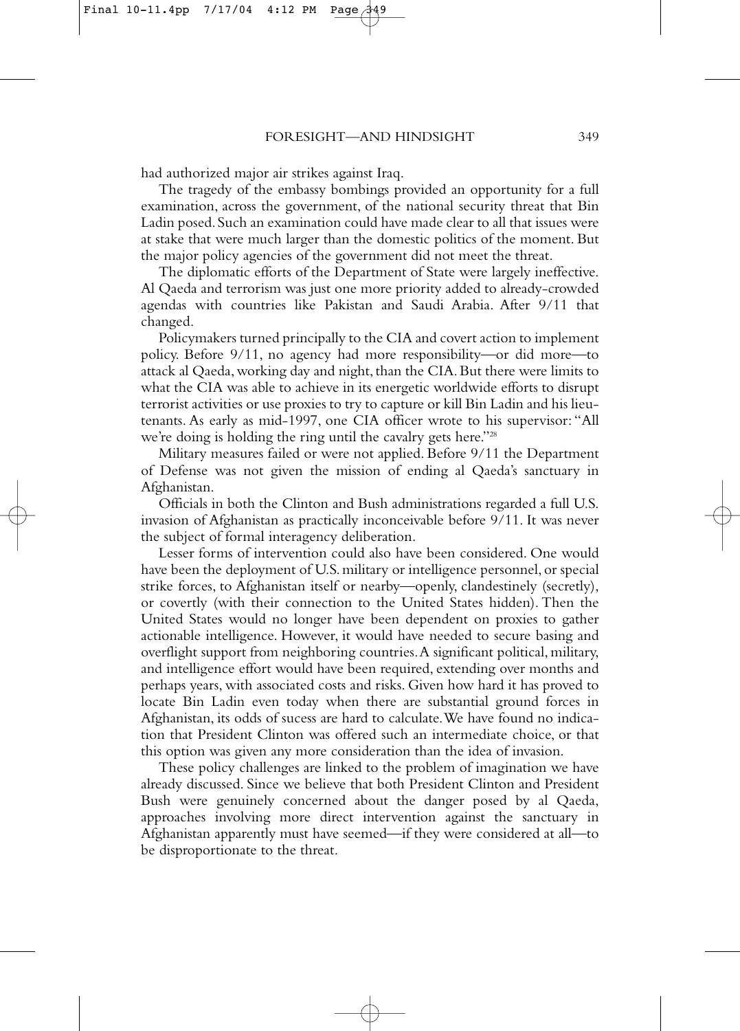had authorized major air strikes against Iraq.

The tragedy of the embassy bombings provided an opportunity for a full examination, across the government, of the national security threat that Bin Ladin posed. Such an examination could have made clear to all that issues were at stake that were much larger than the domestic politics of the moment. But the major policy agencies of the government did not meet the threat.

The diplomatic efforts of the Department of State were largely ineffective. Al Qaeda and terrorism was just one more priority added to already-crowded agendas with countries like Pakistan and Saudi Arabia. After 9/11 that changed.

Policymakers turned principally to the CIA and covert action to implement policy. Before 9/11, no agency had more responsibility—or did more—to attack al Qaeda, working day and night, than the CIA. But there were limits to what the CIA was able to achieve in its energetic worldwide efforts to disrupt terrorist activities or use proxies to try to capture or kill Bin Ladin and his lieutenants. As early as mid-1997, one CIA officer wrote to his supervisor: "All we're doing is holding the ring until the cavalry gets here."[28]

Military measures failed or were not applied. Before 9/11 the Department of Defense was not given the mission of ending al Qaeda's sanctuary in Afghanistan.

Officials in both the Clinton and Bush administrations regarded a full U.S. invasion of Afghanistan as practically inconceivable before 9/11. It was never the subject of formal interagency deliberation.

Lesser forms of intervention could also have been considered. One would have been the deployment of U.S. military or intelligence personnel, or special strike forces, to Afghanistan itself or nearby—openly, clandestinely (secretly), or covertly (with their connection to the United States hidden). Then the United States would no longer have been dependent on proxies to gather actionable intelligence. However, it would have needed to secure basing and overflight support from neighboring countries. A significant political, military, and intelligence effort would have been required, extending over months and perhaps years, with associated costs and risks. Given how hard it has proved to locate Bin Ladin even today when there are substantial ground forces in Afghanistan, its odds of sucess are hard to calculate. We have found no indication that President Clinton was offered such an intermediate choice, or that this option was given any more consideration than the idea of invasion.

These policy challenges are linked to the problem of imagination we have already discussed. Since we believe that both President Clinton and President Bush were genuinely concerned about the danger posed by al Qaeda, approaches involving more direct intervention against the sanctuary in Afghanistan apparently must have seemed—if they were considered at all—to be disproportionate to the threat.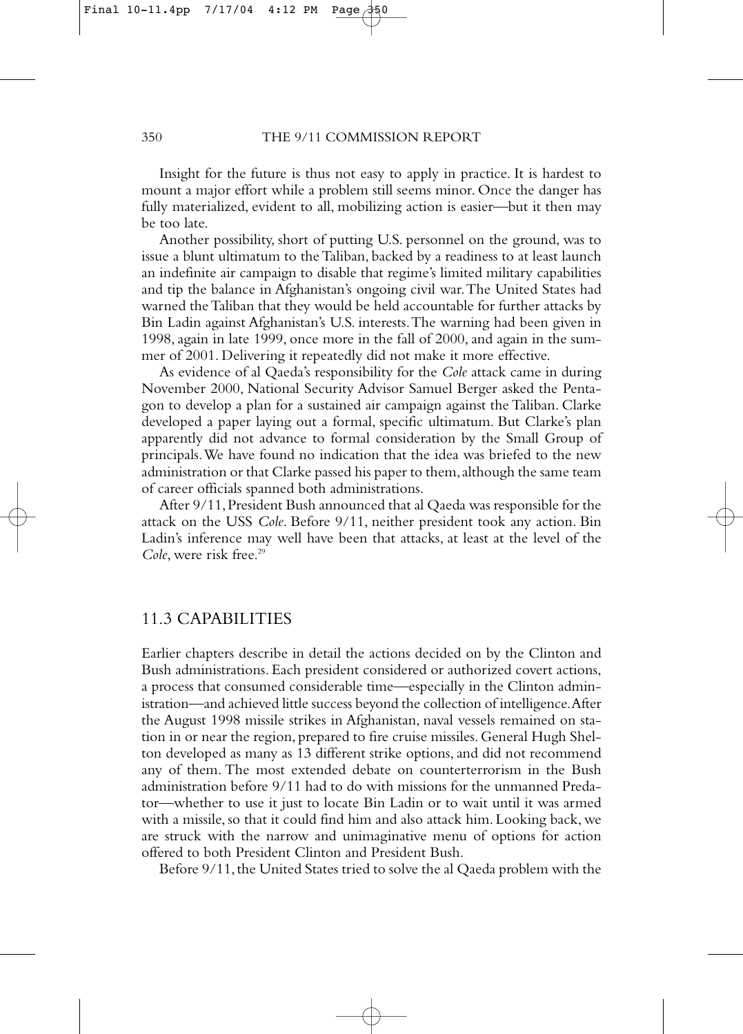Insight for the future is thus not easy to apply in practice. It is hardest to mount a major effort while a problem still seems minor. Once the danger has fully materialized, evident to all, mobilizing action is easier—but it then may be too late.

Another possibility, short of putting U.S. personnel on the ground, was to issue a blunt ultimatum to the Taliban, backed by a readiness to at least launch an indefinite air campaign to disable that regime's limited military capabilities and tip the balance in Afghanistan's ongoing civil war. The United States had warned the Taliban that they would be held accountable for further attacks by Bin Ladin against Afghanistan's U.S. interests. The warning had been given in 1998, again in late 1999, once more in the fall of 2000, and again in the summer of 2001. Delivering it repeatedly did not make it more effective.

As evidence of al Qaeda's responsibility for the *Cole* attack came in during November 2000, National Security Advisor Samuel Berger asked the Pentagon to develop a plan for a sustained air campaign against the Taliban. Clarke developed a paper laying out a formal, specific ultimatum. But Clarke's plan apparently did not advance to formal consideration by the Small Group of principals. We have found no indication that the idea was briefed to the new administration or that Clarke passed his paper to them, although the same team of career officials spanned both administrations.

After 9/11, President Bush announced that al Qaeda was responsible for the attack on the USS *Cole*. Before 9/11, neither president took any action. Bin Ladin's inference may well have been that attacks, at least at the level of the *Cole*, were risk free.[29]

## 11.3 CAPABILITIES

Earlier chapters describe in detail the actions decided on by the Clinton and Bush administrations. Each president considered or authorized covert actions, a process that consumed considerable time—especially in the Clinton administration—and achieved little success beyond the collection of intelligence. After the August 1998 missile strikes in Afghanistan, naval vessels remained on station in or near the region, prepared to fire cruise missiles. General Hugh Shelton developed as many as 13 different strike options, and did not recommend any of them. The most extended debate on counterterrorism in the Bush administration before 9/11 had to do with missions for the unmanned Predator—whether to use it just to locate Bin Ladin or to wait until it was armed with a missile, so that it could find him and also attack him. Looking back, we are struck with the narrow and unimaginative menu of options for action offered to both President Clinton and President Bush.

Before 9/11, the United States tried to solve the al Qaeda problem with the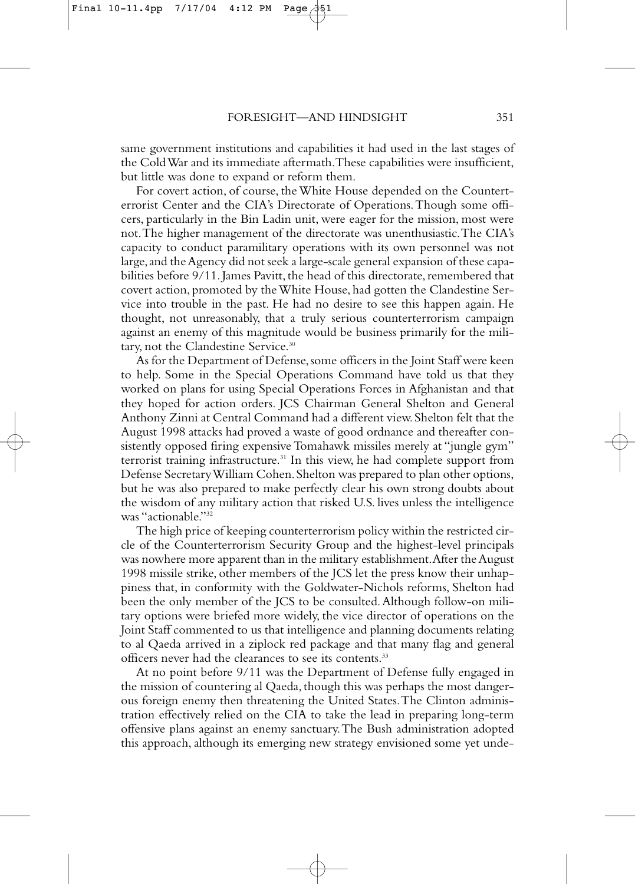same government institutions and capabilities it had used in the last stages of the Cold War and its immediate aftermath. These capabilities were insufficient, but little was done to expand or reform them.

For covert action, of course, the White House depended on the Counterterrorist Center and the CIA's Directorate of Operations. Though some officers, particularly in the Bin Ladin unit, were eager for the mission, most were not. The higher management of the directorate was unenthusiastic. The CIA's capacity to conduct paramilitary operations with its own personnel was not large, and the Agency did not seek a large-scale general expansion of these capabilities before 9/11. James Pavitt, the head of this directorate, remembered that covert action, promoted by the White House, had gotten the Clandestine Service into trouble in the past. He had no desire to see this happen again. He thought, not unreasonably, that a truly serious counterterrorism campaign against an enemy of this magnitude would be business primarily for the military, not the Clandestine Service.[30]

As for the Department of Defense, some officers in the Joint Staff were keen to help. Some in the Special Operations Command have told us that they worked on plans for using Special Operations Forces in Afghanistan and that they hoped for action orders. JCS Chairman General Shelton and General Anthony Zinni at Central Command had a different view. Shelton felt that the August 1998 attacks had proved a waste of good ordnance and thereafter consistently opposed firing expensive Tomahawk missiles merely at "jungle gym" terrorist training infrastructure.[31] In this view, he had complete support from Defense Secretary William Cohen. Shelton was prepared to plan other options, but he was also prepared to make perfectly clear his own strong doubts about the wisdom of any military action that risked U.S. lives unless the intelligence was "actionable."[32]

The high price of keeping counterterrorism policy within the restricted circle of the Counterterrorism Security Group and the highest-level principals was nowhere more apparent than in the military establishment. After the August 1998 missile strike, other members of the JCS let the press know their unhappiness that, in conformity with the Goldwater-Nichols reforms, Shelton had been the only member of the JCS to be consulted. Although follow-on military options were briefed more widely, the vice director of operations on the Joint Staff commented to us that intelligence and planning documents relating to al Qaeda arrived in a ziplock red package and that many flag and general officers never had the clearances to see its contents.[33]

At no point before 9/11 was the Department of Defense fully engaged in the mission of countering al Qaeda, though this was perhaps the most dangerous foreign enemy then threatening the United States. The Clinton administration effectively relied on the CIA to take the lead in preparing long-term offensive plans against an enemy sanctuary. The Bush administration adopted this approach, although its emerging new strategy envisioned some yet unde-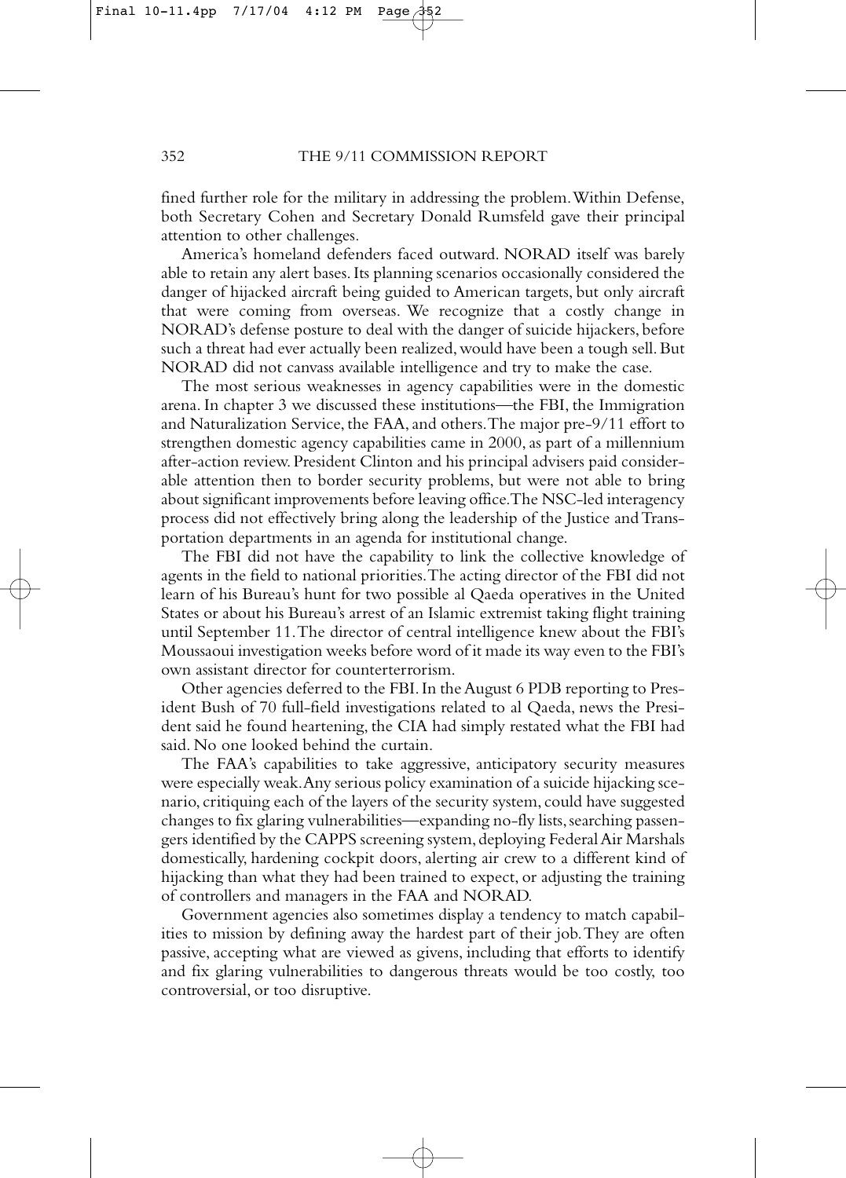fined further role for the military in addressing the problem. Within Defense, both Secretary Cohen and Secretary Donald Rumsfeld gave their principal attention to other challenges.

America's homeland defenders faced outward. NORAD itself was barely able to retain any alert bases. Its planning scenarios occasionally considered the danger of hijacked aircraft being guided to American targets, but only aircraft that were coming from overseas. We recognize that a costly change in NORAD's defense posture to deal with the danger of suicide hijackers, before such a threat had ever actually been realized, would have been a tough sell. But NORAD did not canvass available intelligence and try to make the case.

The most serious weaknesses in agency capabilities were in the domestic arena. In chapter 3 we discussed these institutions—the FBI, the Immigration and Naturalization Service, the FAA, and others. The major pre-9/11 effort to strengthen domestic agency capabilities came in 2000, as part of a millennium after-action review. President Clinton and his principal advisers paid considerable attention then to border security problems, but were not able to bring about significant improvements before leaving office. The NSC-led interagency process did not effectively bring along the leadership of the Justice and Transportation departments in an agenda for institutional change.

The FBI did not have the capability to link the collective knowledge of agents in the field to national priorities. The acting director of the FBI did not learn of his Bureau's hunt for two possible al Qaeda operatives in the United States or about his Bureau's arrest of an Islamic extremist taking flight training until September 11. The director of central intelligence knew about the FBI's Moussaoui investigation weeks before word of it made its way even to the FBI's own assistant director for counterterrorism.

Other agencies deferred to the FBI. In the August 6 PDB reporting to President Bush of 70 full-field investigations related to al Qaeda, news the President said he found heartening, the CIA had simply restated what the FBI had said. No one looked behind the curtain.

The FAA's capabilities to take aggressive, anticipatory security measures were especially weak. Any serious policy examination of a suicide hijacking scenario, critiquing each of the layers of the security system, could have suggested changes to fix glaring vulnerabilities—expanding no-fly lists, searching passengers identified by the CAPPS screening system, deploying Federal Air Marshals domestically, hardening cockpit doors, alerting air crew to a different kind of hijacking than what they had been trained to expect, or adjusting the training of controllers and managers in the FAA and NORAD.

Government agencies also sometimes display a tendency to match capabilities to mission by defining away the hardest part of their job. They are often passive, accepting what are viewed as givens, including that efforts to identify and fix glaring vulnerabilities to dangerous threats would be too costly, too controversial, or too disruptive.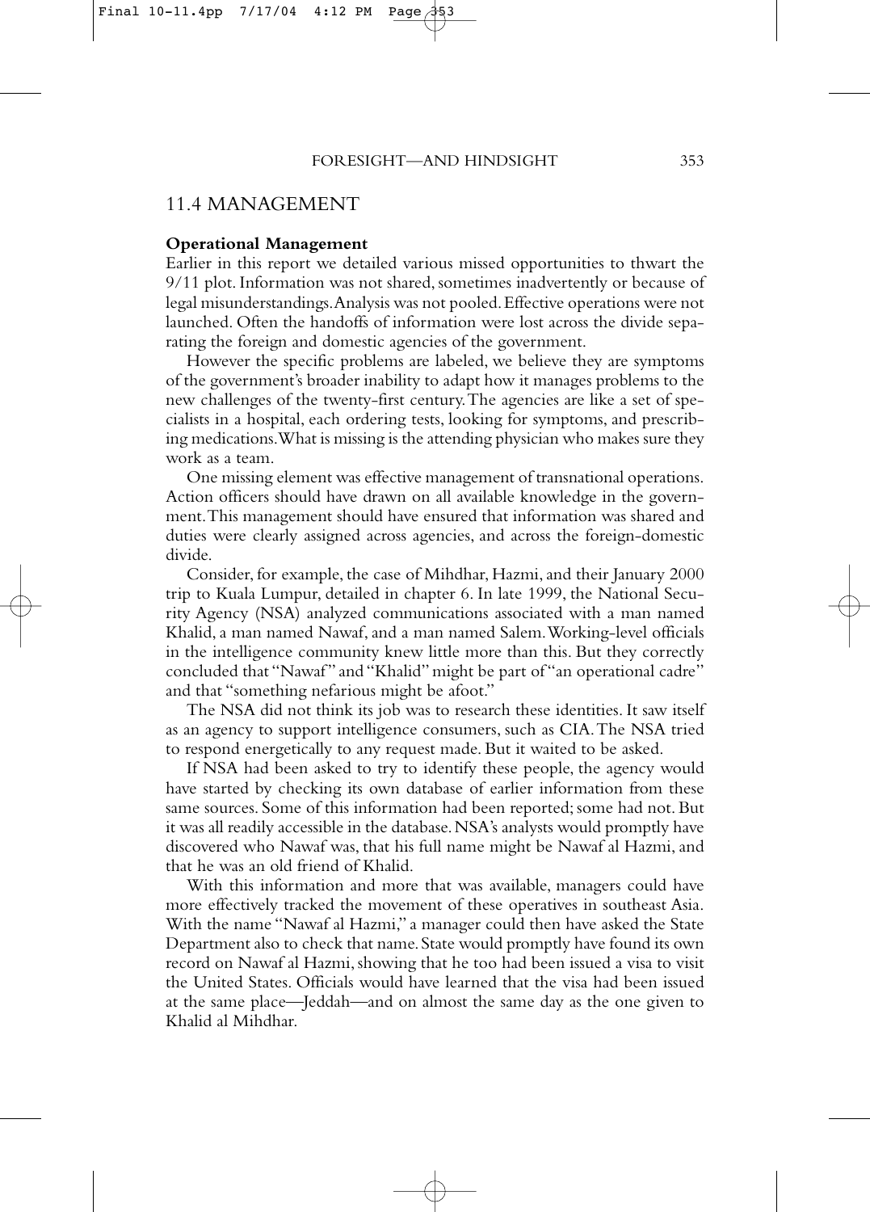## 11.4 MANAGEMENT

### Operational Management

Earlier in this report we detailed various missed opportunities to thwart the 9/11 plot. Information was not shared, sometimes inadvertently or because of legal misunderstandings. Analysis was not pooled. Effective operations were not launched. Often the handoffs of information were lost across the divide separating the foreign and domestic agencies of the government.

However the specific problems are labeled, we believe they are symptoms of the government's broader inability to adapt how it manages problems to the new challenges of the twenty-first century. The agencies are like a set of specialists in a hospital, each ordering tests, looking for symptoms, and prescribing medications. What is missing is the attending physician who makes sure they work as a team.

One missing element was effective management of transnational operations. Action officers should have drawn on all available knowledge in the government. This management should have ensured that information was shared and duties were clearly assigned across agencies, and across the foreign-domestic divide.

Consider, for example, the case of Mihdhar, Hazmi, and their January 2000 trip to Kuala Lumpur, detailed in chapter 6. In late 1999, the National Security Agency (NSA) analyzed communications associated with a man named Khalid, a man named Nawaf, and a man named Salem. Working-level officials in the intelligence community knew little more than this. But they correctly concluded that "Nawaf" and "Khalid" might be part of "an operational cadre" and that "something nefarious might be afoot."

The NSA did not think its job was to research these identities. It saw itself as an agency to support intelligence consumers, such as CIA. The NSA tried to respond energetically to any request made. But it waited to be asked.

If NSA had been asked to try to identify these people, the agency would have started by checking its own database of earlier information from these same sources. Some of this information had been reported; some had not. But it was all readily accessible in the database. NSA's analysts would promptly have discovered who Nawaf was, that his full name might be Nawaf al Hazmi, and that he was an old friend of Khalid.

With this information and more that was available, managers could have more effectively tracked the movement of these operatives in southeast Asia. With the name "Nawaf al Hazmi," a manager could then have asked the State Department also to check that name. State would promptly have found its own record on Nawaf al Hazmi, showing that he too had been issued a visa to visit the United States. Officials would have learned that the visa had been issued at the same place—Jeddah—and on almost the same day as the one given to Khalid al Mihdhar.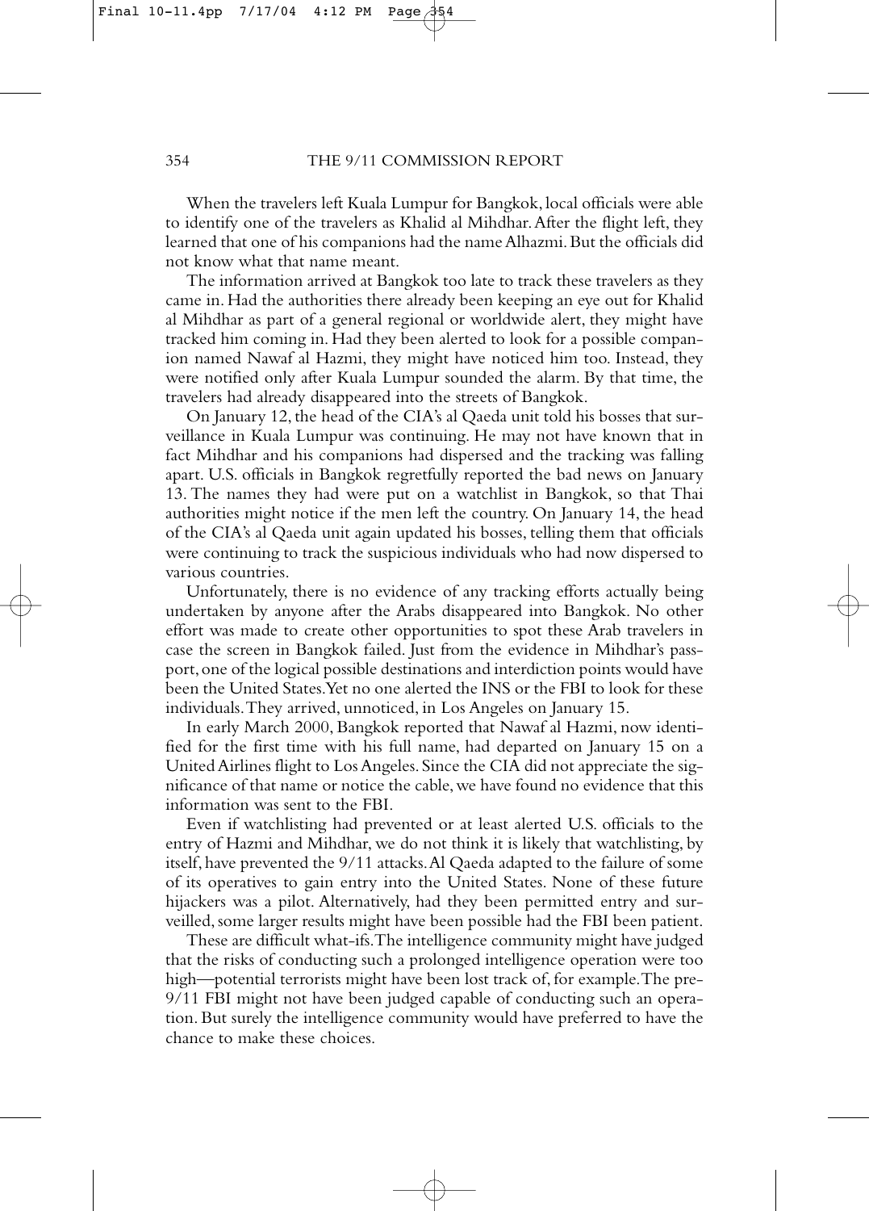When the travelers left Kuala Lumpur for Bangkok, local officials were able to identify one of the travelers as Khalid al Mihdhar. After the flight left, they learned that one of his companions had the name Alhazmi. But the officials did not know what that name meant.

The information arrived at Bangkok too late to track these travelers as they came in. Had the authorities there already been keeping an eye out for Khalid al Mihdhar as part of a general regional or worldwide alert, they might have tracked him coming in. Had they been alerted to look for a possible companion named Nawaf al Hazmi, they might have noticed him too. Instead, they were notified only after Kuala Lumpur sounded the alarm. By that time, the travelers had already disappeared into the streets of Bangkok.

On January 12, the head of the CIA's al Qaeda unit told his bosses that surveillance in Kuala Lumpur was continuing. He may not have known that in fact Mihdhar and his companions had dispersed and the tracking was falling apart. U.S. officials in Bangkok regretfully reported the bad news on January 13. The names they had were put on a watchlist in Bangkok, so that Thai authorities might notice if the men left the country. On January 14, the head of the CIA's al Qaeda unit again updated his bosses, telling them that officials were continuing to track the suspicious individuals who had now dispersed to various countries.

Unfortunately, there is no evidence of any tracking efforts actually being undertaken by anyone after the Arabs disappeared into Bangkok. No other effort was made to create other opportunities to spot these Arab travelers in case the screen in Bangkok failed. Just from the evidence in Mihdhar's passport, one of the logical possible destinations and interdiction points would have been the United States. Yet no one alerted the INS or the FBI to look for these individuals. They arrived, unnoticed, in Los Angeles on January 15.

In early March 2000, Bangkok reported that Nawaf al Hazmi, now identified for the first time with his full name, had departed on January 15 on a United Airlines flight to Los Angeles. Since the CIA did not appreciate the significance of that name or notice the cable, we have found no evidence that this information was sent to the FBI.

Even if watchlisting had prevented or at least alerted U.S. officials to the entry of Hazmi and Mihdhar, we do not think it is likely that watchlisting, by itself, have prevented the 9/11 attacks. Al Qaeda adapted to the failure of some of its operatives to gain entry into the United States. None of these future hijackers was a pilot. Alternatively, had they been permitted entry and surveilled, some larger results might have been possible had the FBI been patient.

These are difficult what-ifs. The intelligence community might have judged that the risks of conducting such a prolonged intelligence operation were too high—potential terrorists might have been lost track of, for example. The pre-9/11 FBI might not have been judged capable of conducting such an operation. But surely the intelligence community would have preferred to have the chance to make these choices.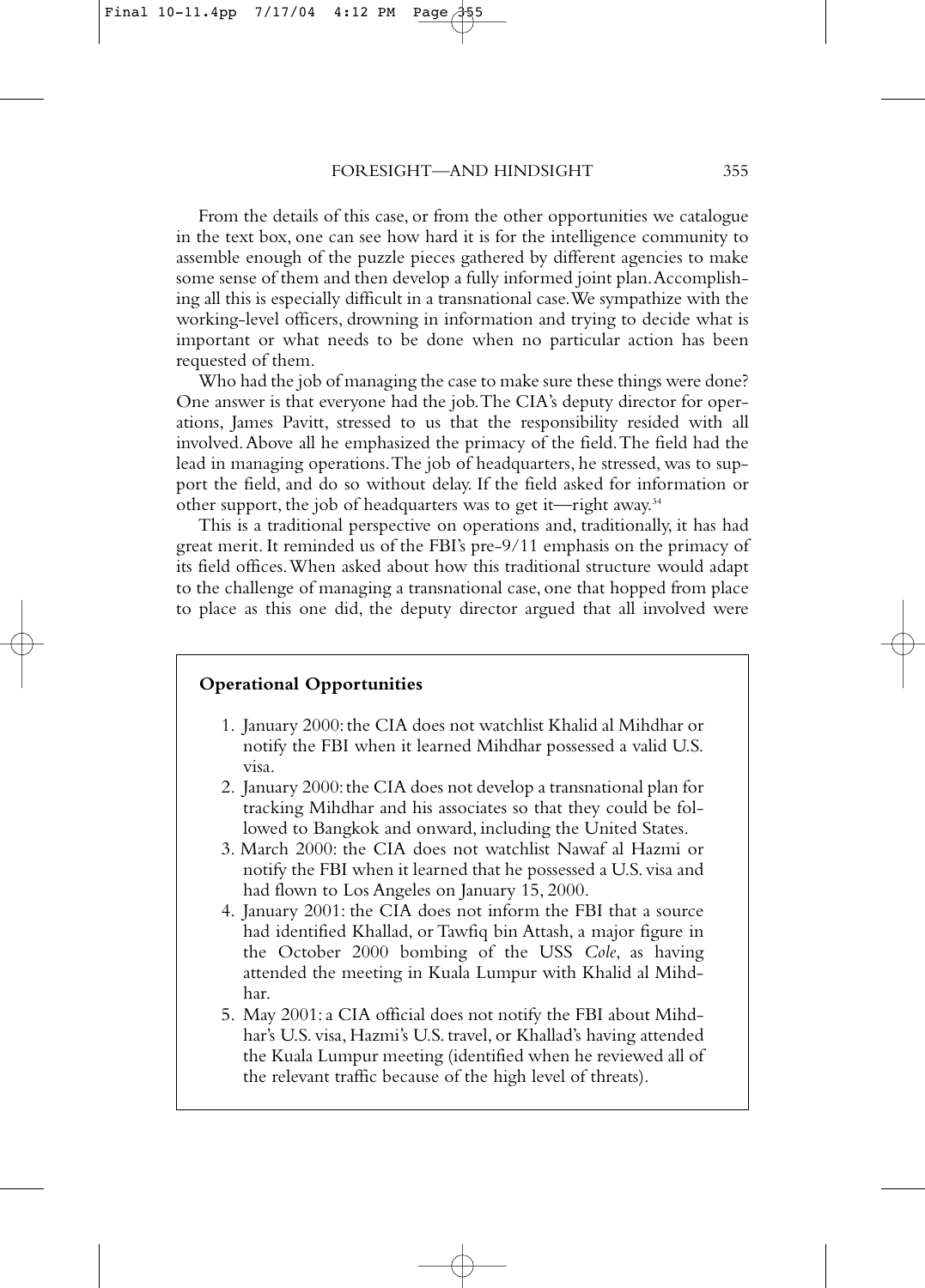From the details of this case, or from the other opportunities we catalogue in the text box, one can see how hard it is for the intelligence community to assemble enough of the puzzle pieces gathered by different agencies to make some sense of them and then develop a fully informed joint plan. Accomplishing all this is especially difficult in a transnational case. We sympathize with the working-level officers, drowning in information and trying to decide what is important or what needs to be done when no particular action has been requested of them.

Who had the job of managing the case to make sure these things were done? One answer is that everyone had the job. The CIA's deputy director for operations, James Pavitt, stressed to us that the responsibility resided with all involved. Above all he emphasized the primacy of the field. The field had the lead in managing operations. The job of headquarters, he stressed, was to support the field, and do so without delay. If the field asked for information or other support, the job of headquarters was to get it—right away.[34]

This is a traditional perspective on operations and, traditionally, it has had great merit. It reminded us of the FBI's pre-9/11 emphasis on the primacy of its field offices. When asked about how this traditional structure would adapt to the challenge of managing a transnational case, one that hopped from place to place as this one did, the deputy director argued that all involved were

**Operational Opportunities**

1. January 2000: the CIA does not watchlist Khalid al Mihdhar or notify the FBI when it learned Mihdhar possessed a valid U.S. visa.
2. January 2000: the CIA does not develop a transnational plan for tracking Mihdhar and his associates so that they could be followed to Bangkok and onward, including the United States.
3. March 2000: the CIA does not watchlist Nawaf al Hazmi or notify the FBI when it learned that he possessed a U.S. visa and had flown to Los Angeles on January 15, 2000.
4. January 2001: the CIA does not inform the FBI that a source had identified Khallad, or Tawfiq bin Attash, a major figure in the October 2000 bombing of the USS *Cole*, as having attended the meeting in Kuala Lumpur with Khalid al Mihdhar.
5. May 2001: a CIA official does not notify the FBI about Mihdhar's U.S. visa, Hazmi's U.S. travel, or Khallad's having attended the Kuala Lumpur meeting (identified when he reviewed all of the relevant traffic because of the high level of threats).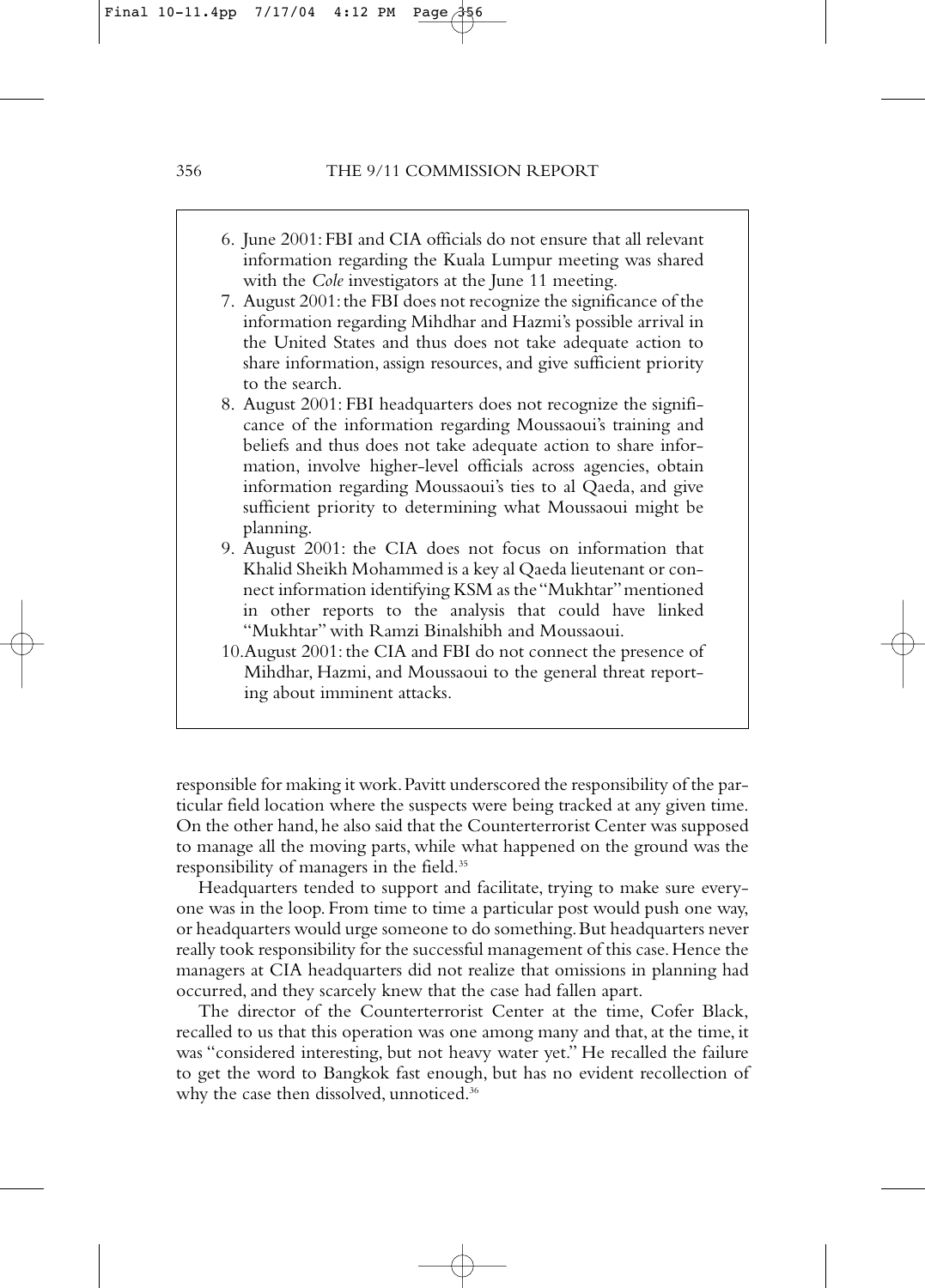6. June 2001: FBI and CIA officials do not ensure that all relevant information regarding the Kuala Lumpur meeting was shared with the *Cole* investigators at the June 11 meeting.
7. August 2001: the FBI does not recognize the significance of the information regarding Mihdhar and Hazmi's possible arrival in the United States and thus does not take adequate action to share information, assign resources, and give sufficient priority to the search.
8. August 2001: FBI headquarters does not recognize the significance of the information regarding Moussaoui's training and beliefs and thus does not take adequate action to share information, involve higher-level officials across agencies, obtain information regarding Moussaoui's ties to al Qaeda, and give sufficient priority to determining what Moussaoui might be planning.
9. August 2001: the CIA does not focus on information that Khalid Sheikh Mohammed is a key al Qaeda lieutenant or connect information identifying KSM as the "Mukhtar" mentioned in other reports to the analysis that could have linked "Mukhtar" with Ramzi Binalshibh and Moussaoui.
10. August 2001: the CIA and FBI do not connect the presence of Mihdhar, Hazmi, and Moussaoui to the general threat reporting about imminent attacks.

responsible for making it work. Pavitt underscored the responsibility of the particular field location where the suspects were being tracked at any given time. On the other hand, he also said that the Counterterrorist Center was supposed to manage all the moving parts, while what happened on the ground was the responsibility of managers in the field.[35]

Headquarters tended to support and facilitate, trying to make sure everyone was in the loop. From time to time a particular post would push one way, or headquarters would urge someone to do something. But headquarters never really took responsibility for the successful management of this case. Hence the managers at CIA headquarters did not realize that omissions in planning had occurred, and they scarcely knew that the case had fallen apart.

The director of the Counterterrorist Center at the time, Cofer Black, recalled to us that this operation was one among many and that, at the time, it was "considered interesting, but not heavy water yet." He recalled the failure to get the word to Bangkok fast enough, but has no evident recollection of why the case then dissolved, unnoticed.[36]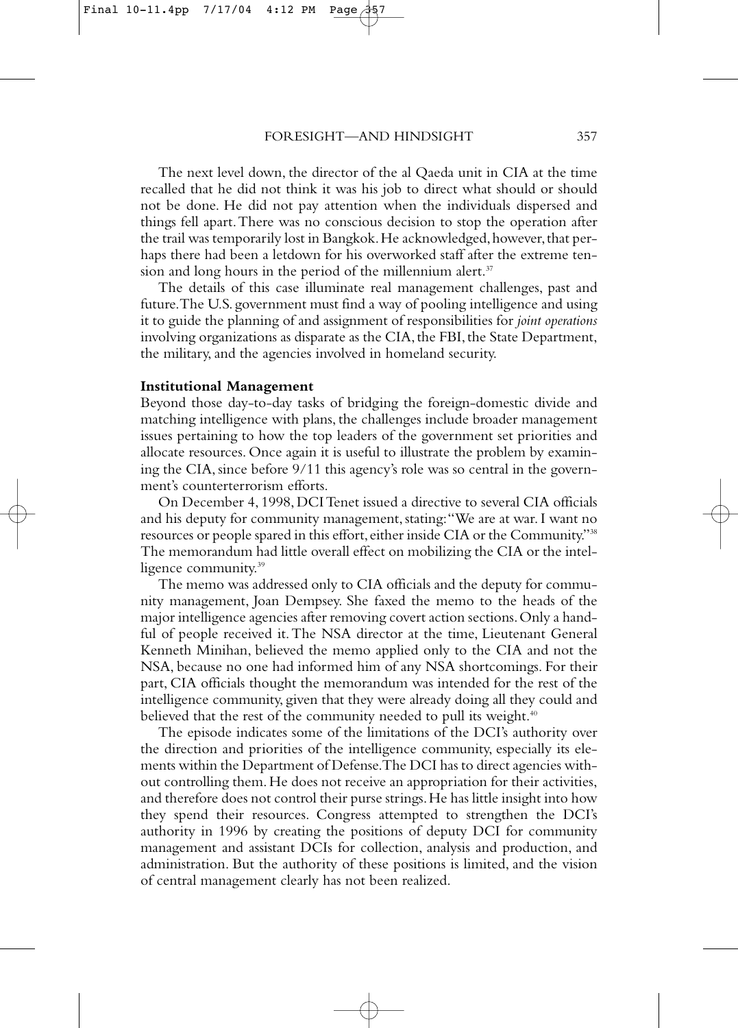The next level down, the director of the al Qaeda unit in CIA at the time recalled that he did not think it was his job to direct what should or should not be done. He did not pay attention when the individuals dispersed and things fell apart. There was no conscious decision to stop the operation after the trail was temporarily lost in Bangkok. He acknowledged, however, that perhaps there had been a letdown for his overworked staff after the extreme tension and long hours in the period of the millennium alert.[37]

The details of this case illuminate real management challenges, past and future. The U.S. government must find a way of pooling intelligence and using it to guide the planning of and assignment of responsibilities for *joint operations* involving organizations as disparate as the CIA, the FBI, the State Department, the military, and the agencies involved in homeland security.

**Institutional Management**

Beyond those day-to-day tasks of bridging the foreign-domestic divide and matching intelligence with plans, the challenges include broader management issues pertaining to how the top leaders of the government set priorities and allocate resources. Once again it is useful to illustrate the problem by examining the CIA, since before 9/11 this agency's role was so central in the government's counterterrorism efforts.

On December 4, 1998, DCI Tenet issued a directive to several CIA officials and his deputy for community management, stating: "We are at war. I want no resources or people spared in this effort, either inside CIA or the Community."[38] The memorandum had little overall effect on mobilizing the CIA or the intelligence community.[39]

The memo was addressed only to CIA officials and the deputy for community management, Joan Dempsey. She faxed the memo to the heads of the major intelligence agencies after removing covert action sections. Only a handful of people received it. The NSA director at the time, Lieutenant General Kenneth Minihan, believed the memo applied only to the CIA and not the NSA, because no one had informed him of any NSA shortcomings. For their part, CIA officials thought the memorandum was intended for the rest of the intelligence community, given that they were already doing all they could and believed that the rest of the community needed to pull its weight.[40]

The episode indicates some of the limitations of the DCI's authority over the direction and priorities of the intelligence community, especially its elements within the Department of Defense. The DCI has to direct agencies without controlling them. He does not receive an appropriation for their activities, and therefore does not control their purse strings. He has little insight into how they spend their resources. Congress attempted to strengthen the DCI's authority in 1996 by creating the positions of deputy DCI for community management and assistant DCIs for collection, analysis and production, and administration. But the authority of these positions is limited, and the vision of central management clearly has not been realized.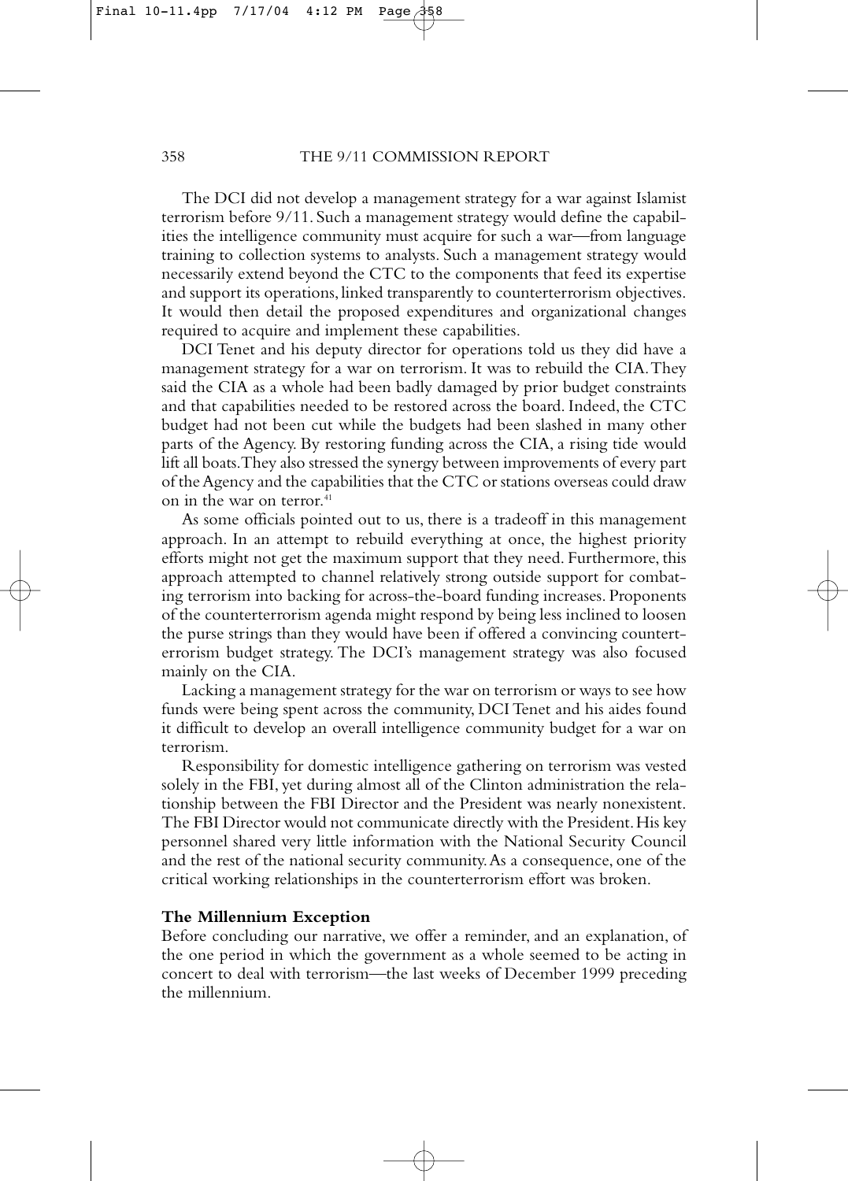The DCI did not develop a management strategy for a war against Islamist terrorism before 9/11. Such a management strategy would define the capabilities the intelligence community must acquire for such a war—from language training to collection systems to analysts. Such a management strategy would necessarily extend beyond the CTC to the components that feed its expertise and support its operations, linked transparently to counterterrorism objectives. It would then detail the proposed expenditures and organizational changes required to acquire and implement these capabilities.

DCI Tenet and his deputy director for operations told us they did have a management strategy for a war on terrorism. It was to rebuild the CIA. They said the CIA as a whole had been badly damaged by prior budget constraints and that capabilities needed to be restored across the board. Indeed, the CTC budget had not been cut while the budgets had been slashed in many other parts of the Agency. By restoring funding across the CIA, a rising tide would lift all boats. They also stressed the synergy between improvements of every part of the Agency and the capabilities that the CTC or stations overseas could draw on in the war on terror.[41]

As some officials pointed out to us, there is a tradeoff in this management approach. In an attempt to rebuild everything at once, the highest priority efforts might not get the maximum support that they need. Furthermore, this approach attempted to channel relatively strong outside support for combating terrorism into backing for across-the-board funding increases. Proponents of the counterterrorism agenda might respond by being less inclined to loosen the purse strings than they would have been if offered a convincing counterterrorism budget strategy. The DCI's management strategy was also focused mainly on the CIA.

Lacking a management strategy for the war on terrorism or ways to see how funds were being spent across the community, DCI Tenet and his aides found it difficult to develop an overall intelligence community budget for a war on terrorism.

Responsibility for domestic intelligence gathering on terrorism was vested solely in the FBI, yet during almost all of the Clinton administration the relationship between the FBI Director and the President was nearly nonexistent. The FBI Director would not communicate directly with the President. His key personnel shared very little information with the National Security Council and the rest of the national security community. As a consequence, one of the critical working relationships in the counterterrorism effort was broken.

**The Millennium Exception**

Before concluding our narrative, we offer a reminder, and an explanation, of the one period in which the government as a whole seemed to be acting in concert to deal with terrorism—the last weeks of December 1999 preceding the millennium.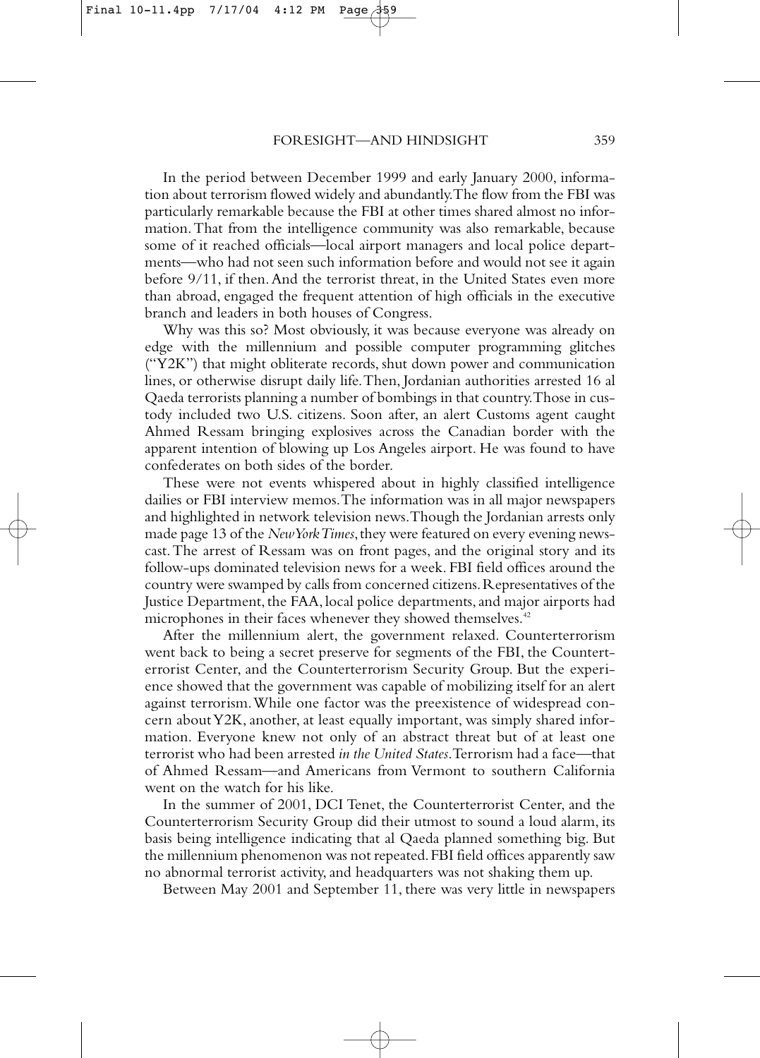In the period between December 1999 and early January 2000, information about terrorism flowed widely and abundantly. The flow from the FBI was particularly remarkable because the FBI at other times shared almost no information. That from the intelligence community was also remarkable, because some of it reached officials—local airport managers and local police departments—who had not seen such information before and would not see it again before 9/11, if then. And the terrorist threat, in the United States even more than abroad, engaged the frequent attention of high officials in the executive branch and leaders in both houses of Congress.

Why was this so? Most obviously, it was because everyone was already on edge with the millennium and possible computer programming glitches ("Y2K") that might obliterate records, shut down power and communication lines, or otherwise disrupt daily life. Then, Jordanian authorities arrested 16 al Qaeda terrorists planning a number of bombings in that country. Those in custody included two U.S. citizens. Soon after, an alert Customs agent caught Ahmed Ressam bringing explosives across the Canadian border with the apparent intention of blowing up Los Angeles airport. He was found to have confederates on both sides of the border.

These were not events whispered about in highly classified intelligence dailies or FBI interview memos. The information was in all major newspapers and highlighted in network television news. Though the Jordanian arrests only made page 13 of the *New York Times*, they were featured on every evening newscast. The arrest of Ressam was on front pages, and the original story and its follow-ups dominated television news for a week. FBI field offices around the country were swamped by calls from concerned citizens. Representatives of the Justice Department, the FAA, local police departments, and major airports had microphones in their faces whenever they showed themselves.[42]

After the millennium alert, the government relaxed. Counterterrorism went back to being a secret preserve for segments of the FBI, the Counterterrorist Center, and the Counterterrorism Security Group. But the experience showed that the government was capable of mobilizing itself for an alert against terrorism. While one factor was the preexistence of widespread concern about Y2K, another, at least equally important, was simply shared information. Everyone knew not only of an abstract threat but of at least one terrorist who had been arrested *in the United States*. Terrorism had a face—that of Ahmed Ressam—and Americans from Vermont to southern California went on the watch for his like.

In the summer of 2001, DCI Tenet, the Counterterrorist Center, and the Counterterrorism Security Group did their utmost to sound a loud alarm, its basis being intelligence indicating that al Qaeda planned something big. But the millennium phenomenon was not repeated. FBI field offices apparently saw no abnormal terrorist activity, and headquarters was not shaking them up.

Between May 2001 and September 11, there was very little in newspapers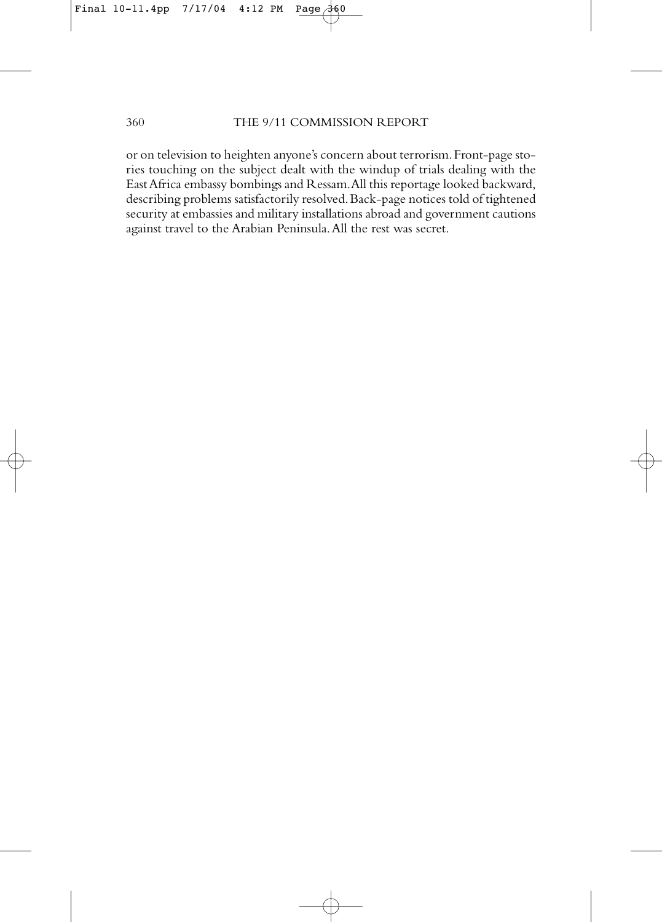or on television to heighten anyone's concern about terrorism. Front-page stories touching on the subject dealt with the windup of trials dealing with the East Africa embassy bombings and Ressam. All this reportage looked backward, describing problems satisfactorily resolved. Back-page notices told of tightened security at embassies and military installations abroad and government cautions against travel to the Arabian Peninsula. All the rest was secret.